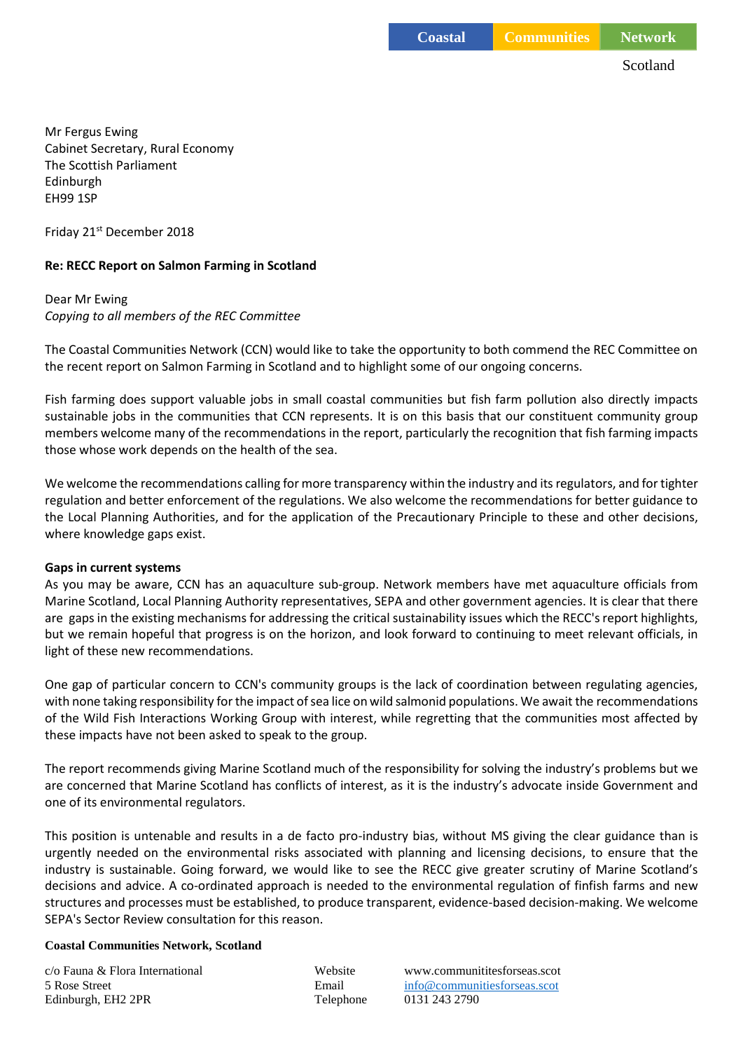Coastal Communities Network

Scotland

Mr Fergus Ewing
Cabinet Secretary, Rural Economy
The Scottish Parliament
Edinburgh
EH99 1SP

Friday 21st December 2018

**Re: RECC Report on Salmon Farming in Scotland**

Dear Mr Ewing
*Copying to all members of the REC Committee*

The Coastal Communities Network (CCN) would like to take the opportunity to both commend the REC Committee on the recent report on Salmon Farming in Scotland and to highlight some of our ongoing concerns.

Fish farming does support valuable jobs in small coastal communities but fish farm pollution also directly impacts sustainable jobs in the communities that CCN represents. It is on this basis that our constituent community group members welcome many of the recommendations in the report, particularly the recognition that fish farming impacts those whose work depends on the health of the sea.

We welcome the recommendations calling for more transparency within the industry and its regulators, and for tighter regulation and better enforcement of the regulations. We also welcome the recommendations for better guidance to the Local Planning Authorities, and for the application of the Precautionary Principle to these and other decisions, where knowledge gaps exist.

**Gaps in current systems**

As you may be aware, CCN has an aquaculture sub-group. Network members have met aquaculture officials from Marine Scotland, Local Planning Authority representatives, SEPA and other government agencies. It is clear that there are gaps in the existing mechanisms for addressing the critical sustainability issues which the RECC's report highlights, but we remain hopeful that progress is on the horizon, and look forward to continuing to meet relevant officials, in light of these new recommendations.

One gap of particular concern to CCN's community groups is the lack of coordination between regulating agencies, with none taking responsibility for the impact of sea lice on wild salmonid populations. We await the recommendations of the Wild Fish Interactions Working Group with interest, while regretting that the communities most affected by these impacts have not been asked to speak to the group.

The report recommends giving Marine Scotland much of the responsibility for solving the industry's problems but we are concerned that Marine Scotland has conflicts of interest, as it is the industry's advocate inside Government and one of its environmental regulators.

This position is untenable and results in a de facto pro-industry bias, without MS giving the clear guidance than is urgently needed on the environmental risks associated with planning and licensing decisions, to ensure that the industry is sustainable. Going forward, we would like to see the RECC give greater scrutiny of Marine Scotland's decisions and advice. A co-ordinated approach is needed to the environmental regulation of finfish farms and new structures and processes must be established, to produce transparent, evidence-based decision-making. We welcome SEPA's Sector Review consultation for this reason.

**Coastal Communities Network, Scotland**

c/o Fauna & Flora International
5 Rose Street
Edinburgh, EH2 2PR

Website www.communititesforseas.scot
Email info@communitiesforseas.scot
Telephone 0131 243 2790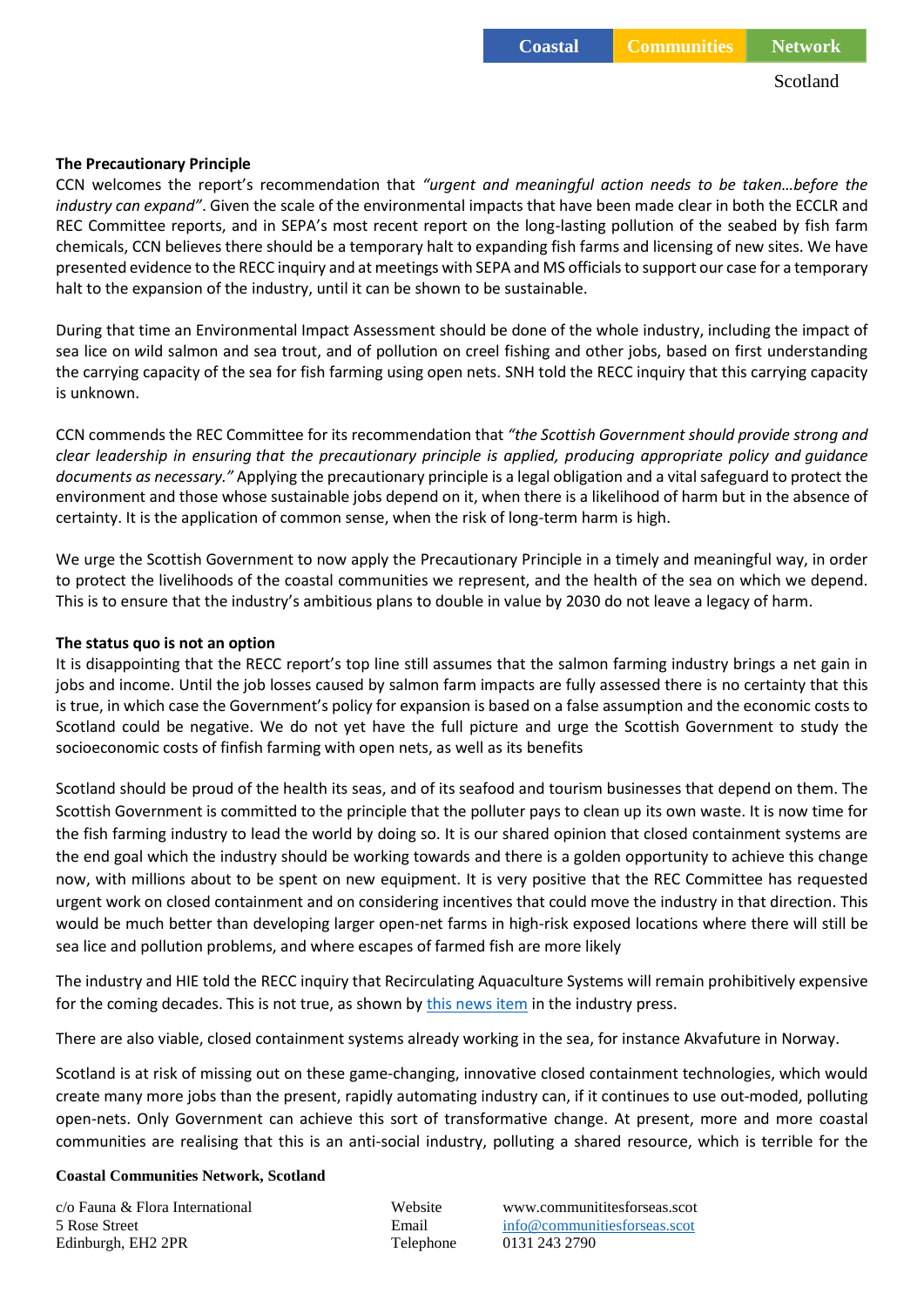**The Precautionary Principle**

CCN welcomes the report's recommendation that *"urgent and meaningful action needs to be taken…before the industry can expand"*. Given the scale of the environmental impacts that have been made clear in both the ECCLR and REC Committee reports, and in SEPA's most recent report on the long-lasting pollution of the seabed by fish farm chemicals, CCN believes there should be a temporary halt to expanding fish farms and licensing of new sites. We have presented evidence to the RECC inquiry and at meetings with SEPA and MS officials to support our case for a temporary halt to the expansion of the industry, until it can be shown to be sustainable.

During that time an Environmental Impact Assessment should be done of the whole industry, including the impact of sea lice on *w*ild salmon and sea trout, and of pollution on creel fishing and other jobs, based on first understanding the carrying capacity of the sea for fish farming using open nets. SNH told the RECC inquiry that this carrying capacity is unknown.

CCN commends the REC Committee for its recommendation that *"the Scottish Government should provide strong and clear leadership in ensuring that the precautionary principle is applied, producing appropriate policy and guidance documents as necessary."* Applying the precautionary principle is a legal obligation and a vital safeguard to protect the environment and those whose sustainable jobs depend on it, when there is a likelihood of harm but in the absence of certainty. It is the application of common sense, when the risk of long-term harm is high.

We urge the Scottish Government to now apply the Precautionary Principle in a timely and meaningful way, in order to protect the livelihoods of the coastal communities we represent, and the health of the sea on which we depend. This is to ensure that the industry's ambitious plans to double in value by 2030 do not leave a legacy of harm.

**The status quo is not an option**

It is disappointing that the RECC report's top line still assumes that the salmon farming industry brings a net gain in jobs and income. Until the job losses caused by salmon farm impacts are fully assessed there is no certainty that this is true, in which case the Government's policy for expansion is based on a false assumption and the economic costs to Scotland could be negative. We do not yet have the full picture and urge the Scottish Government to study the socioeconomic costs of finfish farming with open nets, as well as its benefits

Scotland should be proud of the health its seas, and of its seafood and tourism businesses that depend on them. The Scottish Government is committed to the principle that the polluter pays to clean up its own waste. It is now time for the fish farming industry to lead the world by doing so. It is our shared opinion that closed containment systems are the end goal which the industry should be working towards and there is a golden opportunity to achieve this change now, with millions about to be spent on new equipment. It is very positive that the REC Committee has requested urgent work on closed containment and on considering incentives that could move the industry in that direction. This would be much better than developing larger open-net farms in high-risk exposed locations where there will still be sea lice and pollution problems, and where escapes of farmed fish are more likely

The industry and HIE told the RECC inquiry that Recirculating Aquaculture Systems will remain prohibitively expensive for the coming decades. This is not true, as shown by this news item in the industry press.

There are also viable, closed containment systems already working in the sea, for instance Akvafuture in Norway.

Scotland is at risk of missing out on these game-changing, innovative closed containment technologies, which would create many more jobs than the present, rapidly automating industry can, if it continues to use out-moded, polluting open-nets. Only Government can achieve this sort of transformative change. At present, more and more coastal communities are realising that this is an anti-social industry, polluting a shared resource, which is terrible for the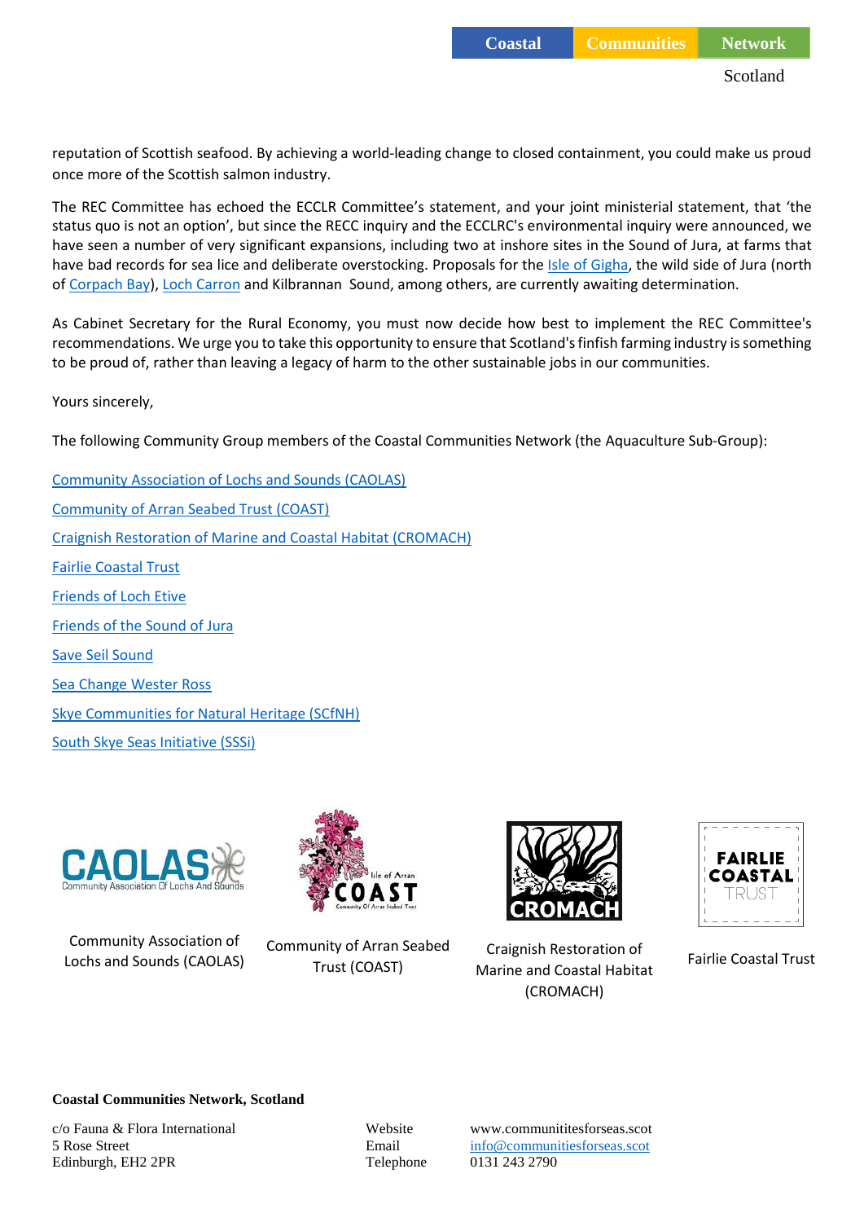reputation of Scottish seafood. By achieving a world-leading change to closed containment, you could make us proud once more of the Scottish salmon industry.

The REC Committee has echoed the ECCLR Committee's statement, and your joint ministerial statement, that 'the status quo is not an option', but since the RECC inquiry and the ECCLRC's environmental inquiry were announced, we have seen a number of very significant expansions, including two at inshore sites in the Sound of Jura, at farms that have bad records for sea lice and deliberate overstocking. Proposals for the Isle of Gigha, the wild side of Jura (north of Corpach Bay), Loch Carron and Kilbrannan Sound, among others, are currently awaiting determination.

As Cabinet Secretary for the Rural Economy, you must now decide how best to implement the REC Committee's recommendations. We urge you to take this opportunity to ensure that Scotland's finfish farming industry is something to be proud of, rather than leaving a legacy of harm to the other sustainable jobs in our communities.

Yours sincerely,

The following Community Group members of the Coastal Communities Network (the Aquaculture Sub-Group):

Community Association of Lochs and Sounds (CAOLAS)

Community of Arran Seabed Trust (COAST)

Craignish Restoration of Marine and Coastal Habitat (CROMACH)

Fairlie Coastal Trust

Friends of Loch Etive

Friends of the Sound of Jura

Save Seil Sound

Sea Change Wester Ross

Skye Communities for Natural Heritage (SCfNH)

South Skye Seas Initiative (SSSi)

Community Association of Lochs and Sounds (CAOLAS)

Community of Arran Seabed Trust (COAST)

Craignish Restoration of Marine and Coastal Habitat (CROMACH)

Fairlie Coastal Trust

**Coastal Communities Network, Scotland**

c/o Fauna & Flora International
5 Rose Street
Edinburgh, EH2 2PR

Website www.communititesforseas.scot
Email info@communitiesforseas.scot
Telephone 0131 243 2790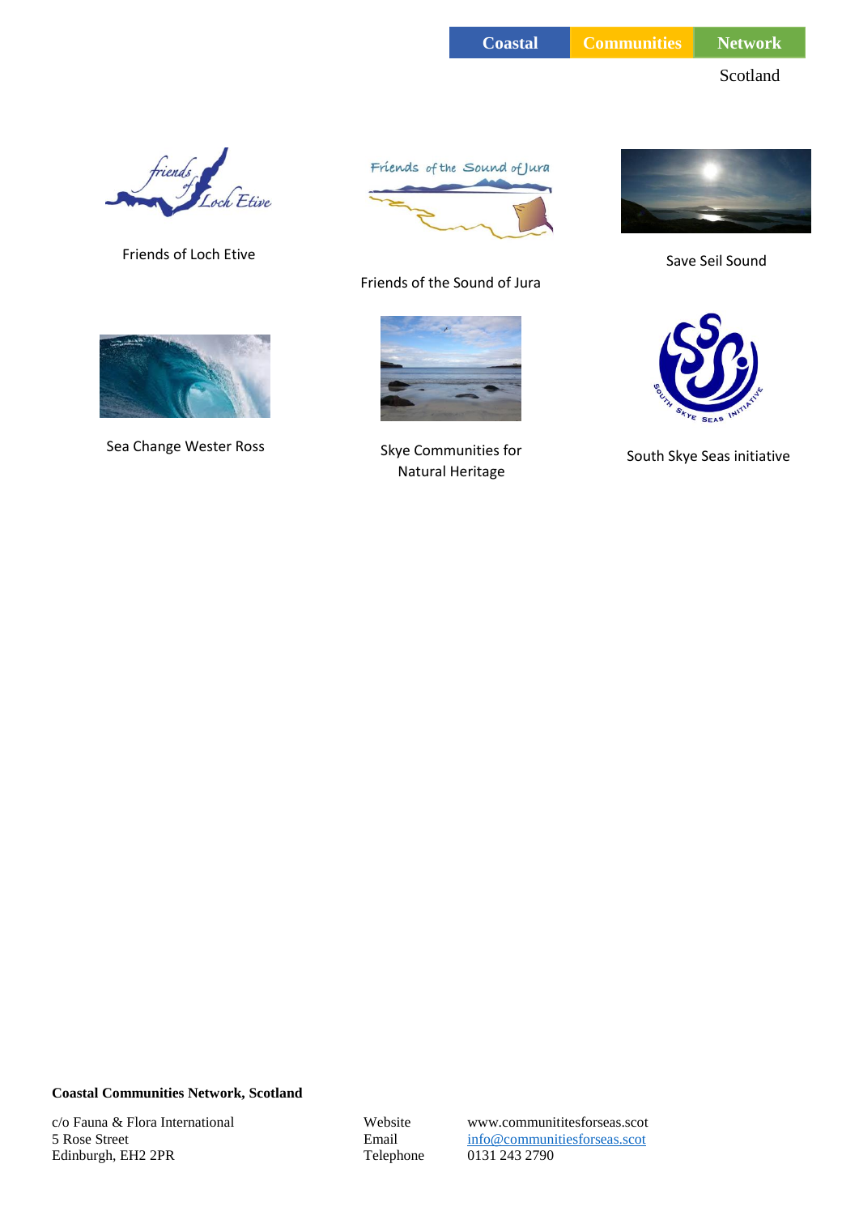Friends of Loch Etive

Friends of the Sound of Jura

Save Seil Sound

Sea Change Wester Ross

Skye Communities for Natural Heritage

South Skye Seas initiative

**Coastal Communities Network, Scotland**

c/o Fauna & Flora International
5 Rose Street
Edinburgh, EH2 2PR

Website www.communititesforseas.scot
Email info@communitiesforseas.scot
Telephone 0131 243 2790